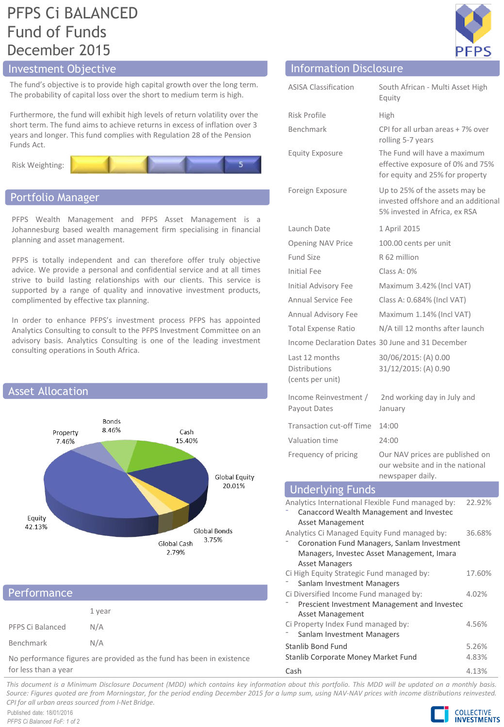# PFPS Ci BALANCED Fund of Funds December 2015

## Investment Objective

The fund's objective is to provide high capital growth over the long term. The probability of capital loss over the short to medium term is high.

Furthermore, the fund will exhibit high levels of return volatility over the short term. The fund aims to achieve returns in excess of inflation over 3 years and longer. This fund complies with Regulation 28 of the Pension Funds Act.

Risk Weighting: 5

## Portfolio Manager

PFPS Wealth Management and PFPS Asset Management is a Johannesburg based wealth management firm specialising in financial planning and asset management.

PFPS is totally independent and can therefore offer truly objective advice. We provide a personal and confidential service and at all times strive to build lasting relationships with our clients. This service is supported by a range of quality and innovative investment products, complimented by effective tax planning.

In order to enhance PFPS's investment process PFPS has appointed Analytics Consulting to consult to the PFPS Investment Committee on an advisory basis. Analytics Consulting is one of the leading investment consulting operations in South Africa.

## Asset Allocation

| Asset | Allocation |
|---|---|
| Equity | 42.13% |
| Global Equity | 20.01% |
| Cash | 15.40% |
| Bonds | 8.46% |
| Property | 7.46% |
| Global Bonds | 3.75% |
| Global Cash | 2.79% |

## Performance

| | 1 year |
|---|---|
| PFPS Ci Balanced | N/A |
| Benchmark | N/A |

No performance figures are provided as the fund has been in existence for less than a year

## Information Disclosure

| | |
|---|---|
| ASISA Classification | South African - Multi Asset High Equity |
| Risk Profile | High |
| Benchmark | CPI for all urban areas + 7% over rolling 5-7 years |
| Equity Exposure | The Fund will have a maximum effective exposure of 0% and 75% for equity and 25% for property |
| Foreign Exposure | Up to 25% of the assets may be invested offshore and an additional 5% invested in Africa, ex RSA |
| Launch Date | 1 April 2015 |
| Opening NAV Price | 100.00 cents per unit |
| Fund Size | R 62 million |
| Initial Fee | Class A: 0% |
| Initial Advisory Fee | Maximum 3.42% (Incl VAT) |
| Annual Service Fee | Class A: 0.684% (Incl VAT) |
| Annual Advisory Fee | Maximum 1.14% (Incl VAT) |
| Total Expense Ratio | N/A till 12 months after launch |
| Income Declaration Dates | 30 June and 31 December |
| Last 12 months Distributions (cents per unit) | 30/06/2015: (A) 0.00<br>31/12/2015: (A) 0.90 |
| Income Reinvestment / Payout Dates | 2nd working day in July and January |
| Transaction cut-off Time | 14:00 |
| Valuation time | 24:00 |
| Frequency of pricing | Our NAV prices are published on our website and in the national newspaper daily. |

## Underlying Funds

| Fund | Weight |
|---|---|
| Analytics International Flexible Fund managed by:<br>- Canaccord Wealth Management and Investec Asset Management | 22.92% |
| Analytics Ci Managed Equity Fund managed by:<br>- Coronation Fund Managers, Sanlam Investment Managers, Investec Asset Management, Imara Asset Managers | 36.68% |
| Ci High Equity Strategic Fund managed by:<br>- Sanlam Investment Managers | 17.60% |
| Ci Diversified Income Fund managed by:<br>- Prescient Investment Management and Investec Asset Management | 4.02% |
| Ci Property Index Fund managed by:<br>- Sanlam Investment Managers | 4.56% |
| Stanlib Bond Fund | 5.26% |
| Stanlib Corporate Money Market Fund | 4.83% |
| Cash | 4.13% |

*This document is a Minimum Disclosure Document (MDD) which contains key information about this portfolio. This MDD will be updated on a monthly basis. Source: Figures quoted are from Morningstar, for the period ending December 2015 for a lump sum, using NAV-NAV prices with income distributions reinvested. CPI for all urban areas sourced from I-Net Bridge.*

Published date: 18/01/2016

COLLECTIVE INVESTMENTS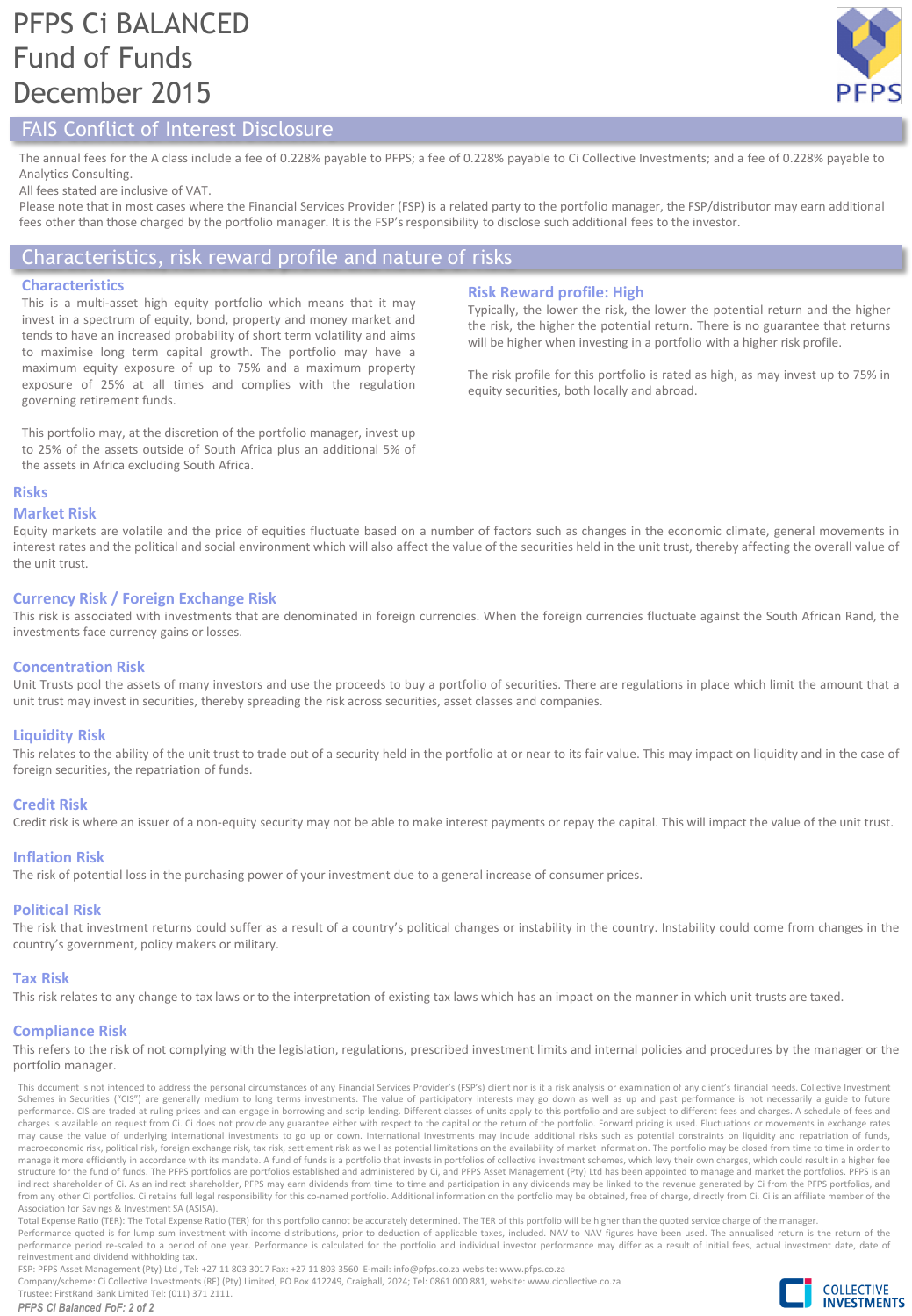# PFPS Ci BALANCED Fund of Funds December 2015

## FAIS Conflict of Interest Disclosure

The annual fees for the A class include a fee of 0.228% payable to PFPS; a fee of 0.228% payable to Ci Collective Investments; and a fee of 0.228% payable to Analytics Consulting.

All fees stated are inclusive of VAT.

Please note that in most cases where the Financial Services Provider (FSP) is a related party to the portfolio manager, the FSP/distributor may earn additional fees other than those charged by the portfolio manager. It is the FSP's responsibility to disclose such additional fees to the investor.

## Characteristics, risk reward profile and nature of risks

### Characteristics

This is a multi-asset high equity portfolio which means that it may invest in a spectrum of equity, bond, property and money market and tends to have an increased probability of short term volatility and aims to maximise long term capital growth. The portfolio may have a maximum equity exposure of up to 75% and a maximum property exposure of 25% at all times and complies with the regulation governing retirement funds.

This portfolio may, at the discretion of the portfolio manager, invest up to 25% of the assets outside of South Africa plus an additional 5% of the assets in Africa excluding South Africa.

### Risk Reward profile: High

Typically, the lower the risk, the lower the potential return and the higher the risk, the higher the potential return. There is no guarantee that returns will be higher when investing in a portfolio with a higher risk profile.

The risk profile for this portfolio is rated as high, as may invest up to 75% in equity securities, both locally and abroad.

### Risks

### Market Risk

Equity markets are volatile and the price of equities fluctuate based on a number of factors such as changes in the economic climate, general movements in interest rates and the political and social environment which will also affect the value of the securities held in the unit trust, thereby affecting the overall value of the unit trust.

### Currency Risk / Foreign Exchange Risk

This risk is associated with investments that are denominated in foreign currencies. When the foreign currencies fluctuate against the South African Rand, the investments face currency gains or losses.

### Concentration Risk

Unit Trusts pool the assets of many investors and use the proceeds to buy a portfolio of securities. There are regulations in place which limit the amount that a unit trust may invest in securities, thereby spreading the risk across securities, asset classes and companies.

### Liquidity Risk

This relates to the ability of the unit trust to trade out of a security held in the portfolio at or near to its fair value. This may impact on liquidity and in the case of foreign securities, the repatriation of funds.

### Credit Risk

Credit risk is where an issuer of a non-equity security may not be able to make interest payments or repay the capital. This will impact the value of the unit trust.

### Inflation Risk

The risk of potential loss in the purchasing power of your investment due to a general increase of consumer prices.

### Political Risk

The risk that investment returns could suffer as a result of a country's political changes or instability in the country. Instability could come from changes in the country's government, policy makers or military.

### Tax Risk

This risk relates to any change to tax laws or to the interpretation of existing tax laws which has an impact on the manner in which unit trusts are taxed.

### Compliance Risk

This refers to the risk of not complying with the legislation, regulations, prescribed investment limits and internal policies and procedures by the manager or the portfolio manager.

This document is not intended to address the personal circumstances of any Financial Services Provider's (FSP's) client nor is it a risk analysis or examination of any client's financial needs. Collective Investment Schemes in Securities ("CIS") are generally medium to long terms investments. The value of participatory interests may go down as well as up and past performance is not necessarily a guide to future performance. CIS are traded at ruling prices and can engage in borrowing and scrip lending. Different classes of units apply to this portfolio and are subject to different fees and charges. A schedule of fees and charges is available on request from Ci. Ci does not provide any guarantee either with respect to the capital or the return of the portfolio. Forward pricing is used. Fluctuations or movements in exchange rates may cause the value of underlying international investments to go up or down. International Investments may include additional risks such as potential constraints on liquidity and repatriation of funds, macroeconomic risk, political risk, foreign exchange risk, tax risk, settlement risk as well as potential limitations on the availability of market information. The portfolio may be closed from time to time in order to manage it more efficiently in accordance with its mandate. A fund of funds is a portfolio that invests in portfolios of collective investment schemes, which levy their own charges, which could result in a higher fee structure for the fund of funds. The PFPS portfolios are portfolios established and administered by Ci, and PFPS Asset Management (Pty) Ltd has been appointed to manage and market the portfolios. PFPS is an indirect shareholder of Ci. As an indirect shareholder, PFPS may earn dividends from time to time and participation in any dividends may be linked to the revenue generated by Ci from the PFPS portfolios, and from any other Ci portfolios. Ci retains full legal responsibility for this co-named portfolio. Additional information on the portfolio may be obtained, free of charge, directly from Ci. Ci is an affiliate member of the Association for Savings & Investment SA (ASISA).

Total Expense Ratio (TER): The Total Expense Ratio (TER) for this portfolio cannot be accurately determined. The TER of this portfolio will be higher than the quoted service charge of the manager.

Performance quoted is for lump sum investment with income distributions, prior to deduction of applicable taxes, included. NAV to NAV figures have been used. The annualised return is the return of the performance period re-scaled to a period of one year. Performance is calculated for the portfolio and individual investor performance may differ as a result of initial fees, actual investment date, date of reinvestment and dividend withholding tax.

FSP: PFPS Asset Management (Pty) Ltd , Tel: +27 11 803 3017 Fax: +27 11 803 3560 E-mail: info@pfps.co.za website: www.pfps.co.za

Company/scheme: Ci Collective Investments (RF) (Pty) Limited, PO Box 412249, Craighall, 2024; Tel: 0861 000 881, website: www.cicollective.co.za

Trustee: FirstRand Bank Limited Tel: (011) 371 2111.